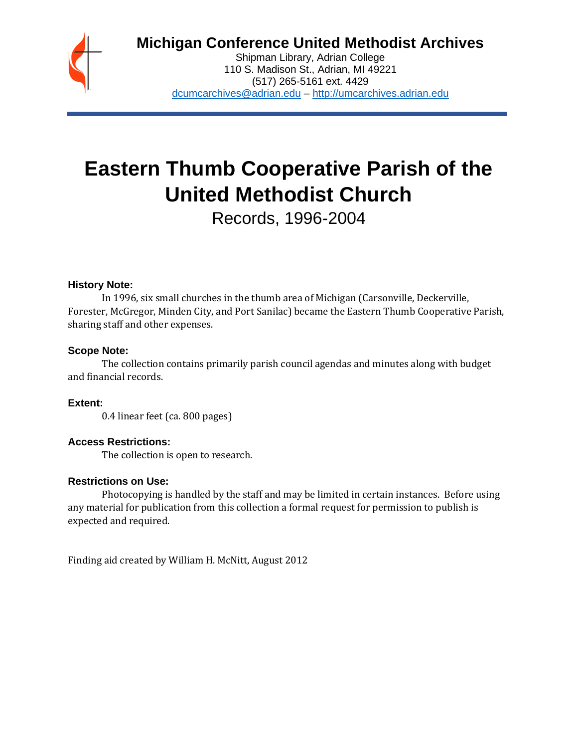# Michigan Conference United Methodist Archives

Shipman Library, Adrian College
110 S. Madison St., Adrian, MI 49221
(517) 265-5161 ext. 4429
dcumcarchives@adrian.edu – http://umcarchives.adrian.edu

# Eastern Thumb Cooperative Parish of the United Methodist Church

Records, 1996-2004

### History Note:

In 1996, six small churches in the thumb area of Michigan (Carsonville, Deckerville, Forester, McGregor, Minden City, and Port Sanilac) became the Eastern Thumb Cooperative Parish, sharing staff and other expenses.

### Scope Note:

The collection contains primarily parish council agendas and minutes along with budget and financial records.

### Extent:

0.4 linear feet (ca. 800 pages)

### Access Restrictions:

The collection is open to research.

### Restrictions on Use:

Photocopying is handled by the staff and may be limited in certain instances. Before using any material for publication from this collection a formal request for permission to publish is expected and required.

Finding aid created by William H. McNitt, August 2012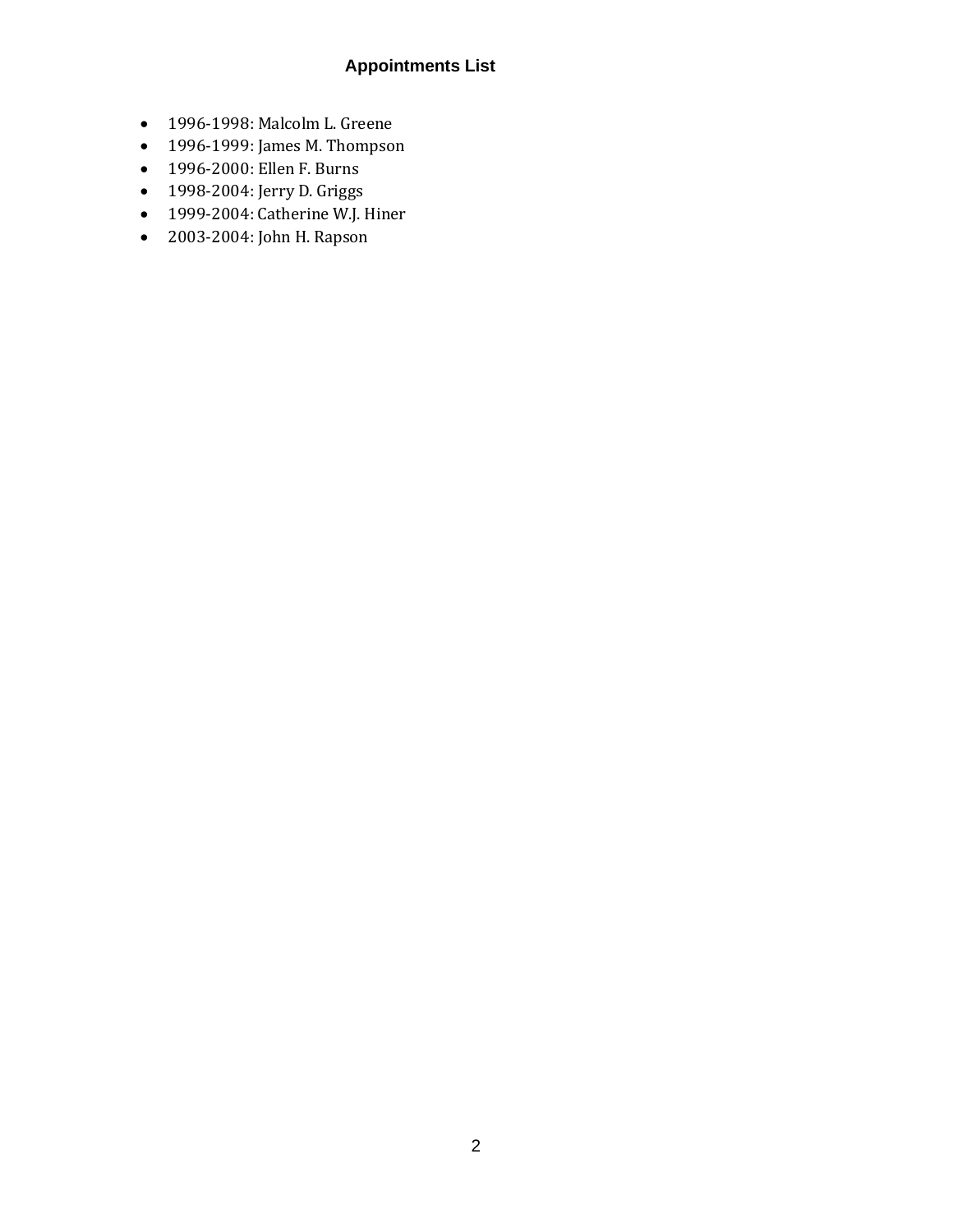## Appointments List

- 1996-1998: Malcolm L. Greene
- 1996-1999: James M. Thompson
- 1996-2000: Ellen F. Burns
- 1998-2004: Jerry D. Griggs
- 1999-2004: Catherine W.J. Hiner
- 2003-2004: John H. Rapson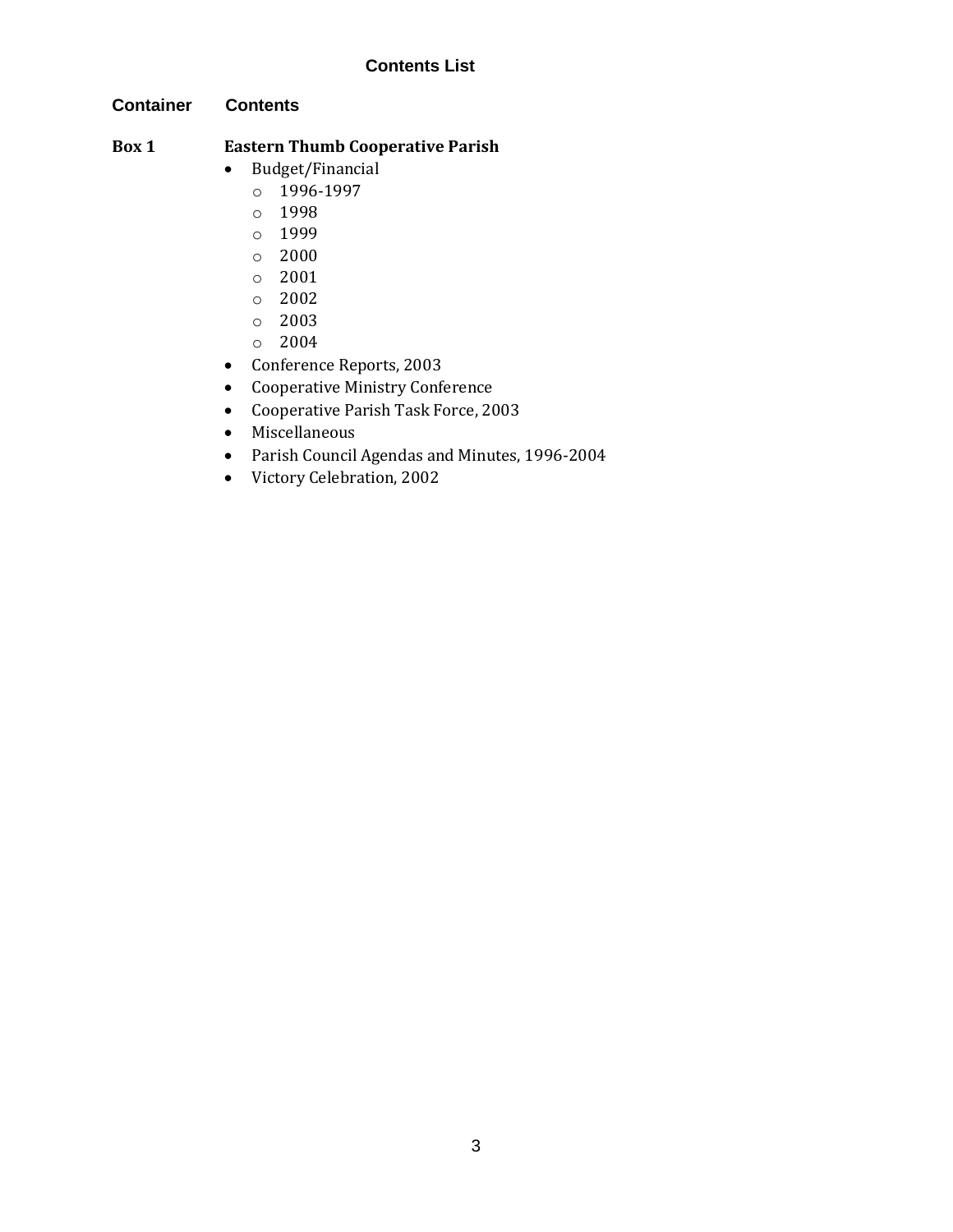## Contents List

**Container** **Contents**

**Box 1** **Eastern Thumb Cooperative Parish**

- Budget/Financial
  - 1996-1997
  - 1998
  - 1999
  - 2000
  - 2001
  - 2002
  - 2003
  - 2004
- Conference Reports, 2003
- Cooperative Ministry Conference
- Cooperative Parish Task Force, 2003
- Miscellaneous
- Parish Council Agendas and Minutes, 1996-2004
- Victory Celebration, 2002